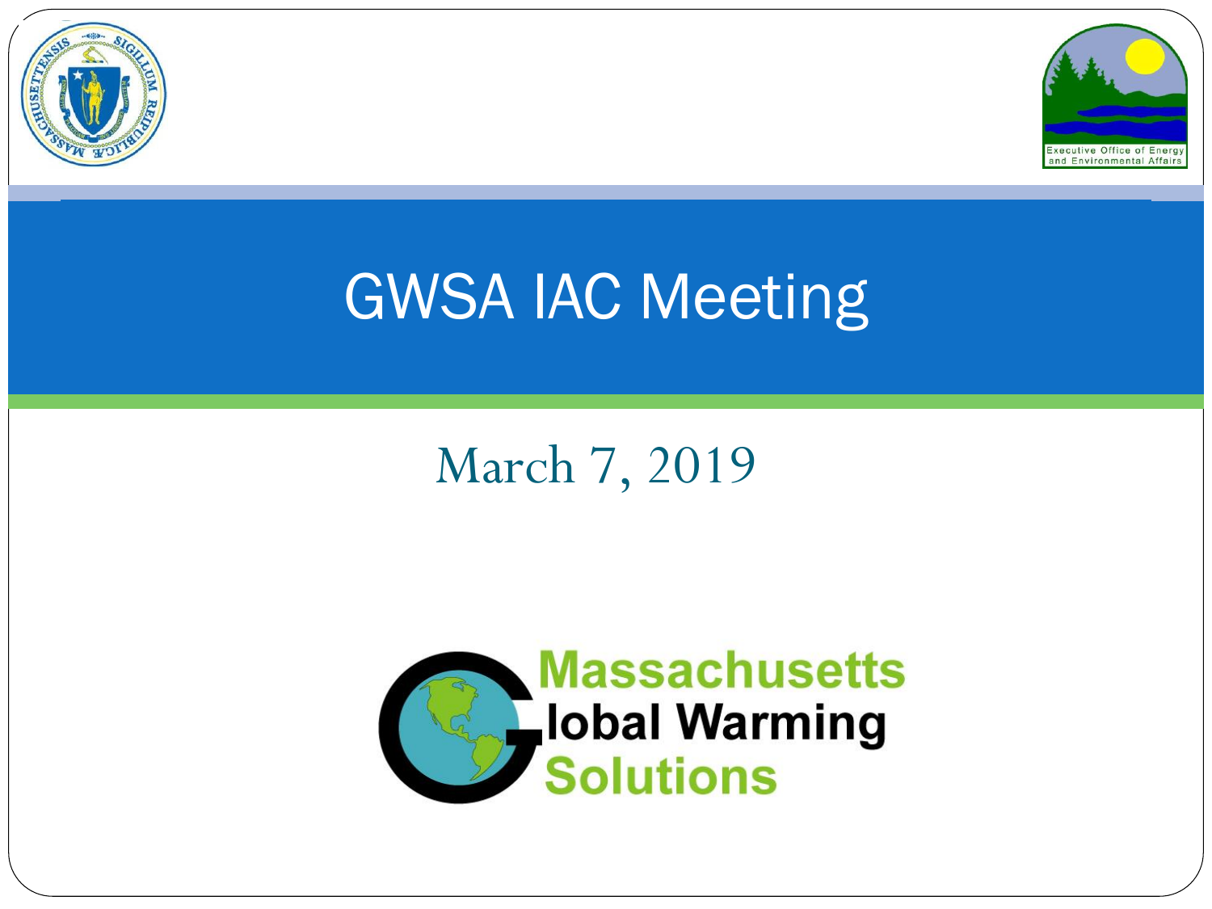# GWSA IAC Meeting

March 7, 2019

Massachusetts Global Warming Solutions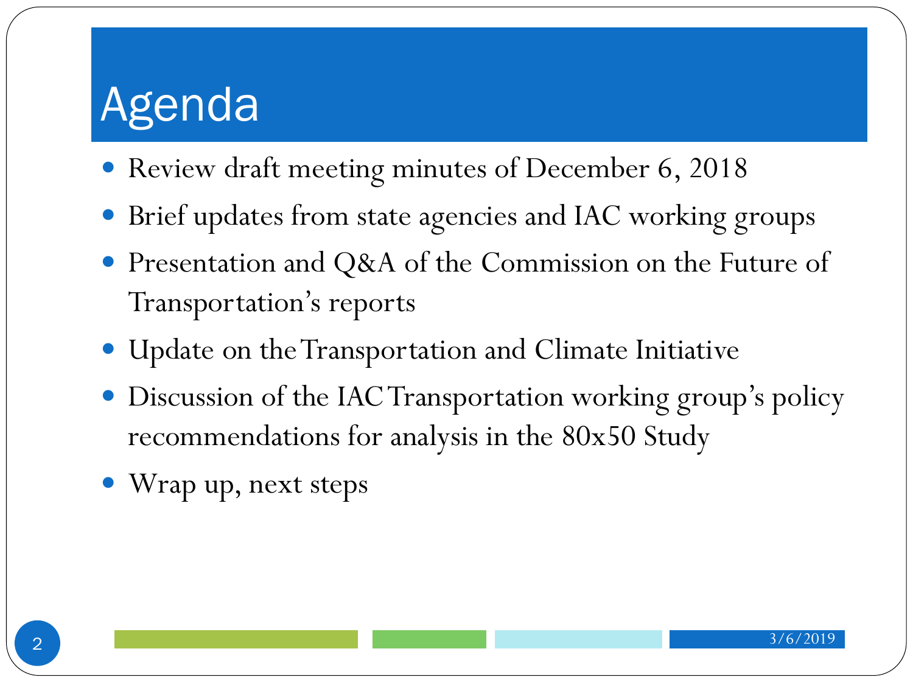# Agenda

- Review draft meeting minutes of December 6, 2018
- Brief updates from state agencies and IAC working groups
- Presentation and Q&A of the Commission on the Future of Transportation's reports
- Update on the Transportation and Climate Initiative
- Discussion of the IAC Transportation working group's policy recommendations for analysis in the 80x50 Study
- Wrap up, next steps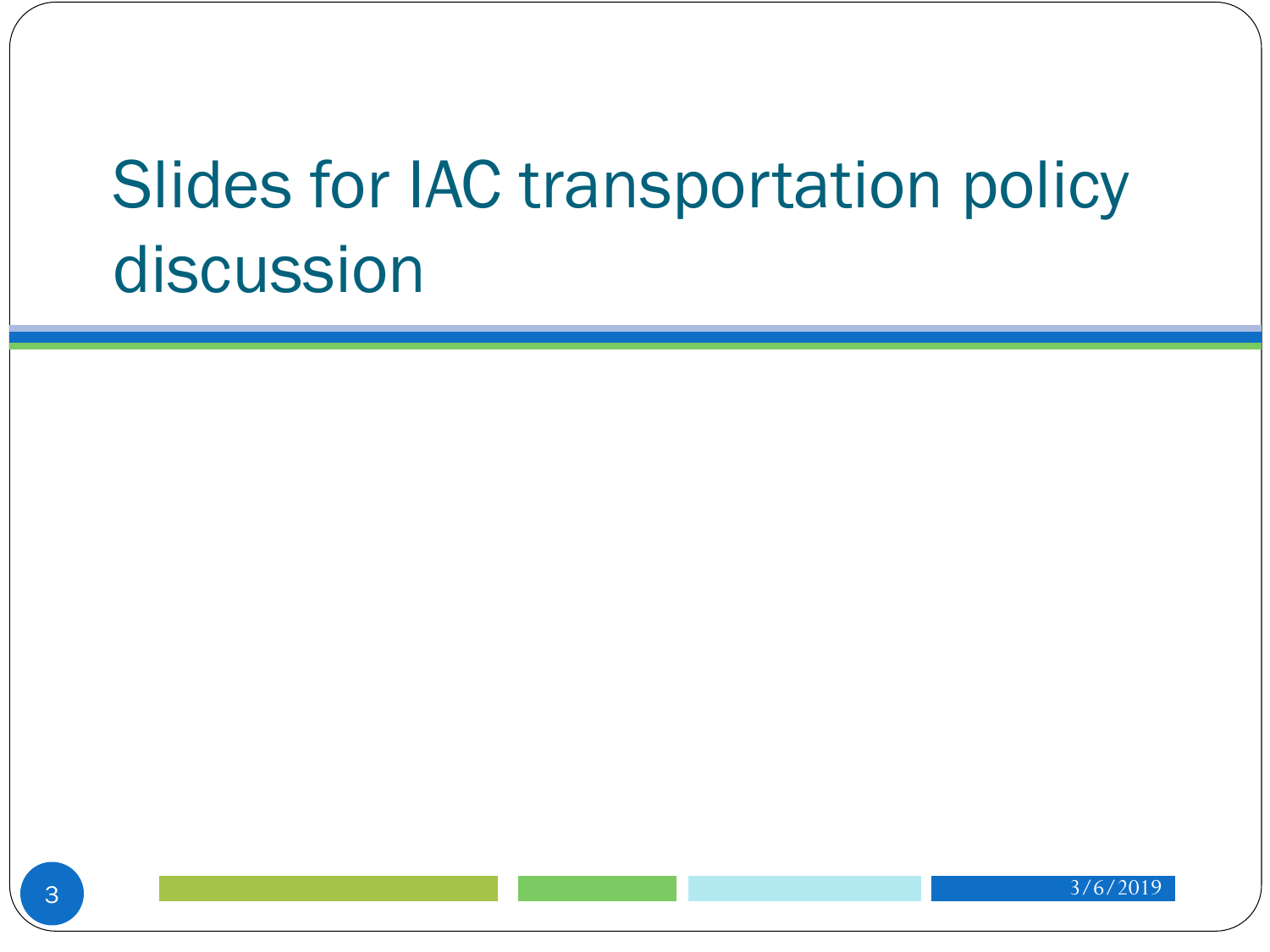# Slides for IAC transportation policy discussion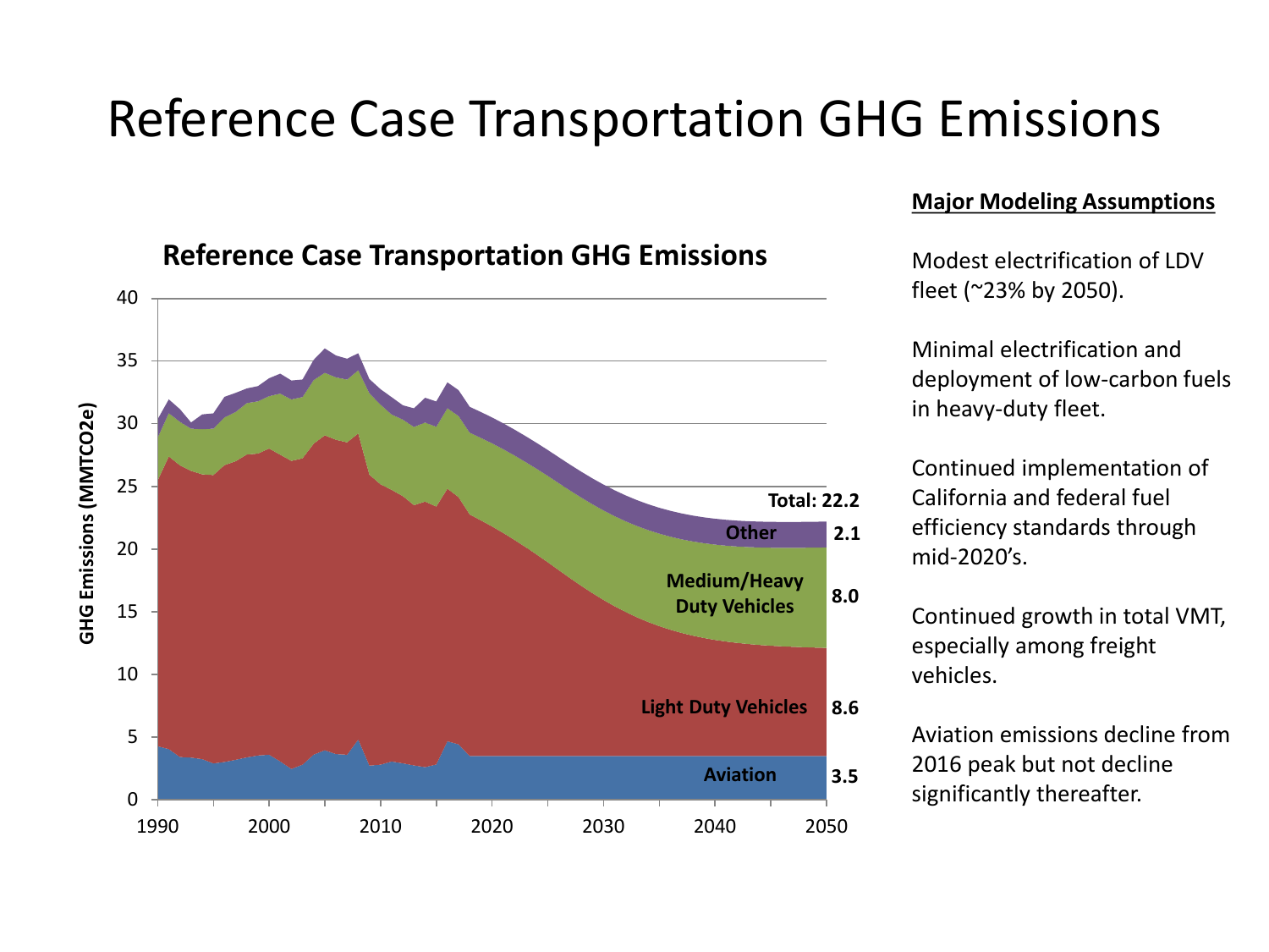# Reference Case Transportation GHG Emissions

**Reference Case Transportation GHG Emissions**

| Category | 2050 (MMTCO2e) |
| --- | --- |
| Other | 2.1 |
| Medium/Heavy Duty Vehicles | 8.0 |
| Light Duty Vehicles | 8.6 |
| Aviation | 3.5 |
| Total | 22.2 |

GHG Emissions (MMTCO2e)

**Major Modeling Assumptions**

Modest electrification of LDV fleet (~23% by 2050).

Minimal electrification and deployment of low-carbon fuels in heavy-duty fleet.

Continued implementation of California and federal fuel efficiency standards through mid-2020's.

Continued growth in total VMT, especially among freight vehicles.

Aviation emissions decline from 2016 peak but not decline significantly thereafter.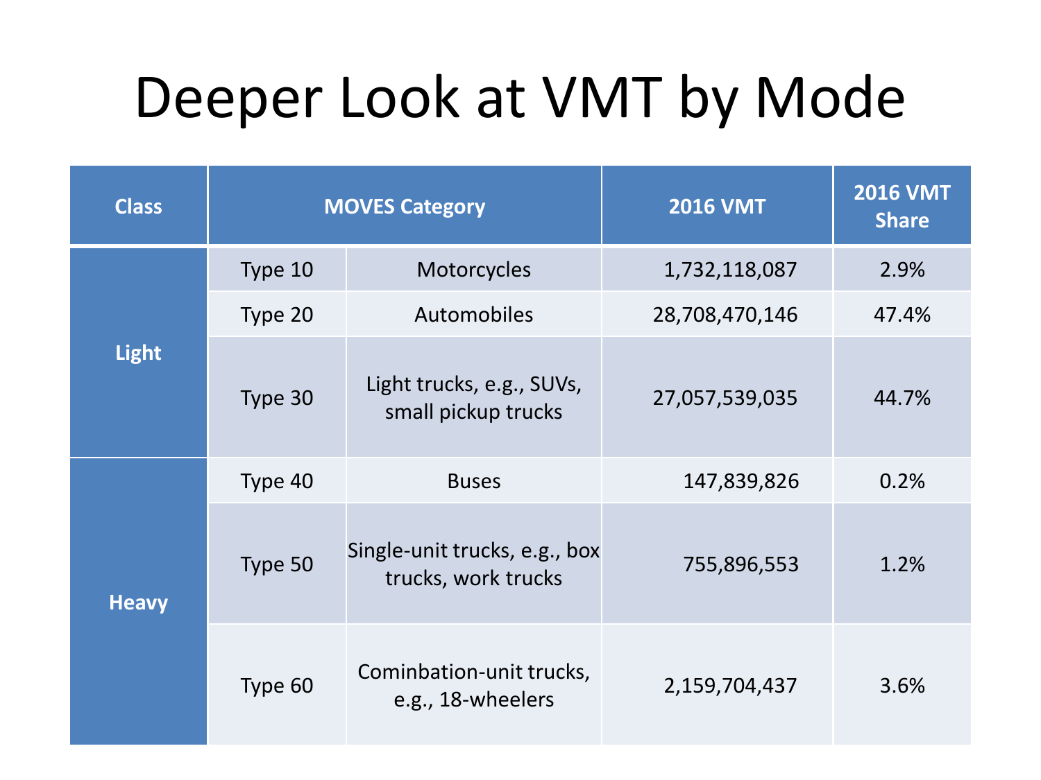# Deeper Look at VMT by Mode

| Class | MOVES Category | | 2016 VMT | 2016 VMT Share |
|---|---|---|---|---|
| Light | Type 10 | Motorcycles | 1,732,118,087 | 2.9% |
| | Type 20 | Automobiles | 28,708,470,146 | 47.4% |
| | Type 30 | Light trucks, e.g., SUVs, small pickup trucks | 27,057,539,035 | 44.7% |
| Heavy | Type 40 | Buses | 147,839,826 | 0.2% |
| | Type 50 | Single-unit trucks, e.g., box trucks, work trucks | 755,896,553 | 1.2% |
| | Type 60 | Cominbation-unit trucks, e.g., 18-wheelers | 2,159,704,437 | 3.6% |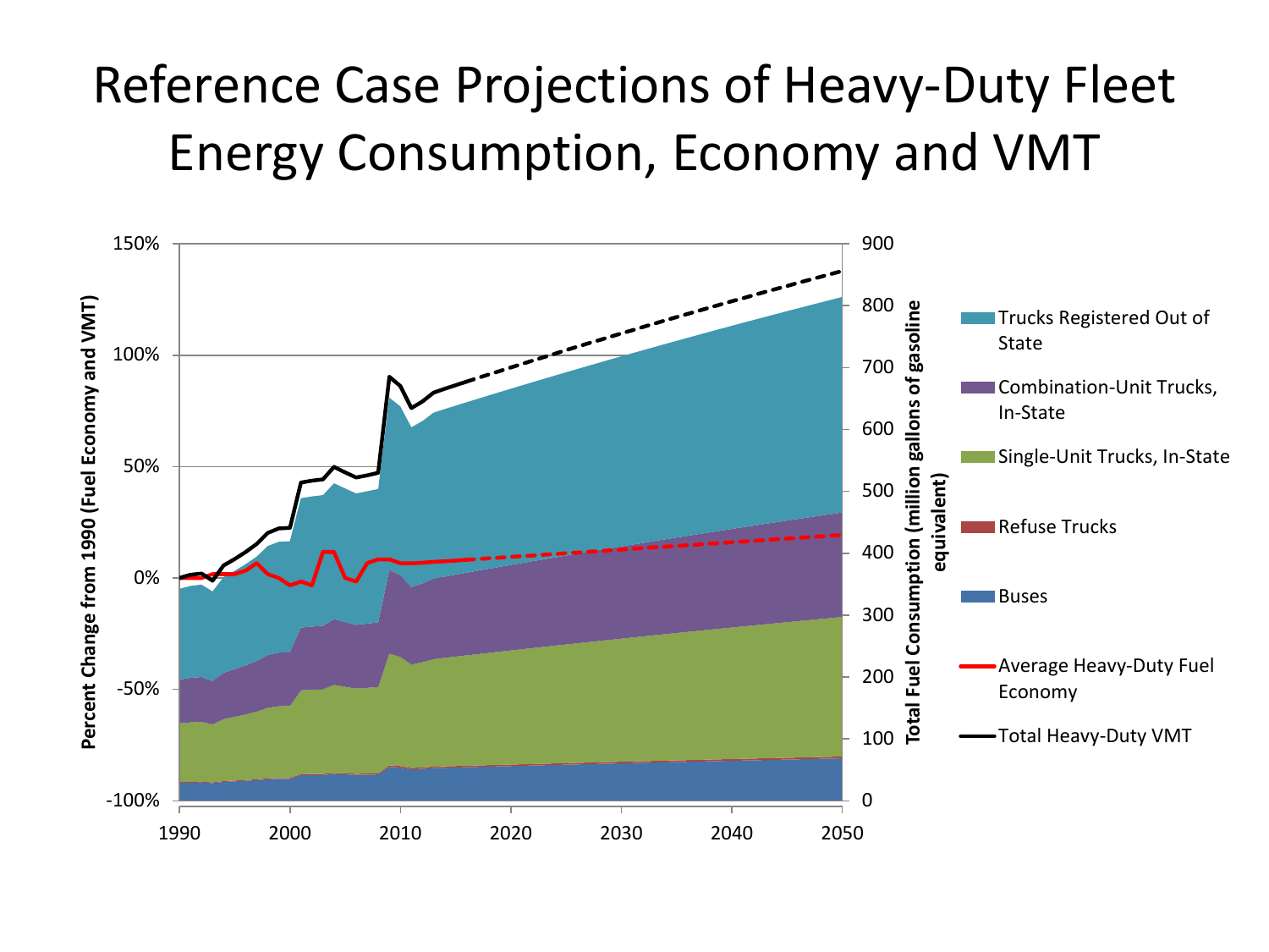# Reference Case Projections of Heavy-Duty Fleet Energy Consumption, Economy and VMT

Percent Change from 1990 (Fuel Economy and VMT)

150%
100%
50%
0%
-50%
-100%

Total Fuel Consumption (million gallons of gasoline equivalent)

900
800
700
600
500
400
300
200
100
0

1990 2000 2010 2020 2030 2040 2050

- Trucks Registered Out of State
- Combination-Unit Trucks, In-State
- Single-Unit Trucks, In-State
- Refuse Trucks
- Buses
- Average Heavy-Duty Fuel Economy
- Total Heavy-Duty VMT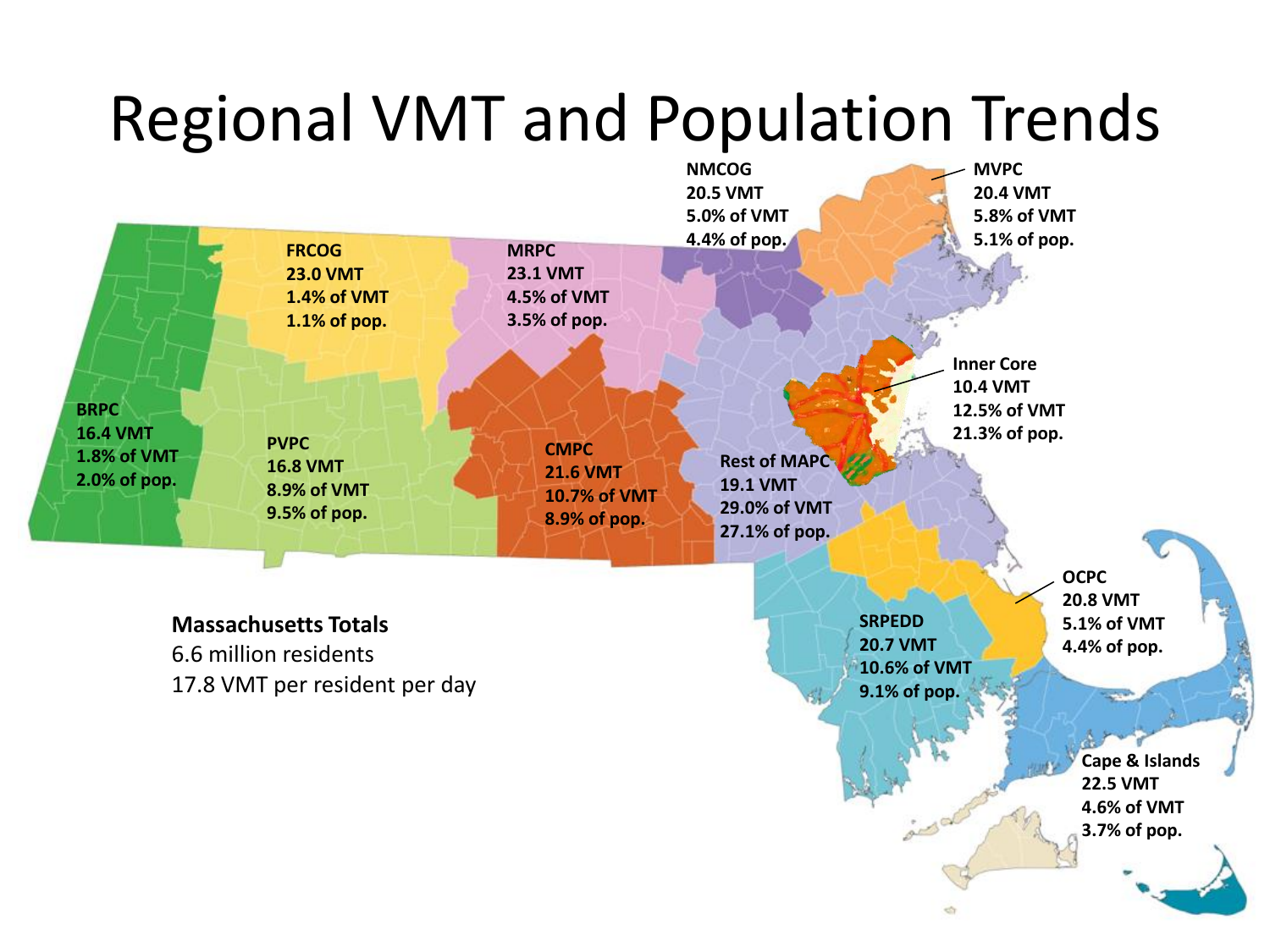# Regional VMT and Population Trends

**NMCOG**
**20.5 VMT**
**5.0% of VMT**
**4.4% of pop.**

**MVPC**
**20.4 VMT**
**5.8% of VMT**
**5.1% of pop.**

**FRCOG**
**23.0 VMT**
**1.4% of VMT**
**1.1% of pop.**

**MRPC**
**23.1 VMT**
**4.5% of VMT**
**3.5% of pop.**

**Inner Core**
**10.4 VMT**
**12.5% of VMT**
**21.3% of pop.**

**BRPC**
**16.4 VMT**
**1.8% of VMT**
**2.0% of pop.**

**PVPC**
**16.8 VMT**
**8.9% of VMT**
**9.5% of pop.**

**CMPC**
**21.6 VMT**
**10.7% of VMT**
**8.9% of pop.**

**Rest of MAPC**
**19.1 VMT**
**29.0% of VMT**
**27.1% of pop.**

**OCPC**
**20.8 VMT**
**5.1% of VMT**
**4.4% of pop.**

**SRPEDD**
**20.7 VMT**
**10.6% of VMT**
**9.1% of pop.**

**Cape & Islands**
**22.5 VMT**
**4.6% of VMT**
**3.7% of pop.**

**Massachusetts Totals**
6.6 million residents
17.8 VMT per resident per day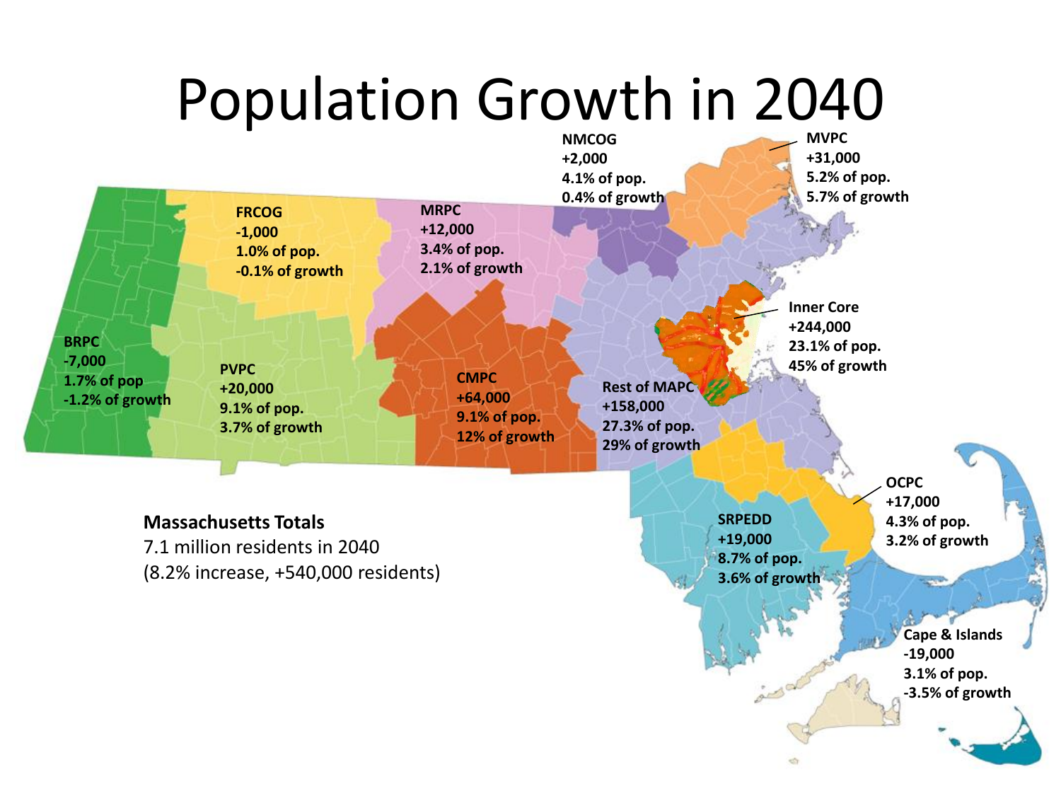# Population Growth in 2040

**NMCOG**
**+2,000**
**4.1% of pop.**
**0.4% of growth**

**MVPC**
**+31,000**
**5.2% of pop.**
**5.7% of growth**

**FRCOG**
**-1,000**
**1.0% of pop.**
**-0.1% of growth**

**MRPC**
**+12,000**
**3.4% of pop.**
**2.1% of growth**

**Inner Core**
**+244,000**
**23.1% of pop.**
**45% of growth**

**BRPC**
**-7,000**
**1.7% of pop**
**-1.2% of growth**

**PVPC**
**+20,000**
**9.1% of pop.**
**3.7% of growth**

**CMPC**
**+64,000**
**9.1% of pop.**
**12% of growth**

**Rest of MAPC**
**+158,000**
**27.3% of pop.**
**29% of growth**

**OCPC**
**+17,000**
**4.3% of pop.**
**3.2% of growth**

**SRPEDD**
**+19,000**
**8.7% of pop.**
**3.6% of growth**

**Cape & Islands**
**-19,000**
**3.1% of pop.**
**-3.5% of growth**

**Massachusetts Totals**
7.1 million residents in 2040
(8.2% increase, +540,000 residents)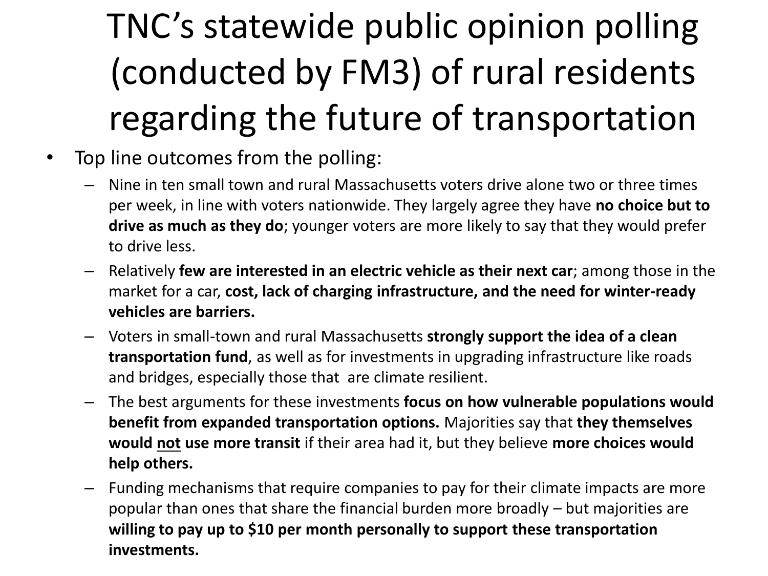# TNC's statewide public opinion polling (conducted by FM3) of rural residents regarding the future of transportation

- Top line outcomes from the polling:
  - Nine in ten small town and rural Massachusetts voters drive alone two or three times per week, in line with voters nationwide. They largely agree they have **no choice but to drive as much as they do**; younger voters are more likely to say that they would prefer to drive less.
  - Relatively **few are interested in an electric vehicle as their next car**; among those in the market for a car, **cost, lack of charging infrastructure, and the need for winter-ready vehicles are barriers.**
  - Voters in small-town and rural Massachusetts **strongly support the idea of a clean transportation fund**, as well as for investments in upgrading infrastructure like roads and bridges, especially those that are climate resilient.
  - The best arguments for these investments **focus on how vulnerable populations would benefit from expanded transportation options.** Majorities say that **they themselves would <u>not</u> use more transit** if their area had it, but they believe **more choices would help others.**
  - Funding mechanisms that require companies to pay for their climate impacts are more popular than ones that share the financial burden more broadly – but majorities are **willing to pay up to $10 per month personally to support these transportation investments.**